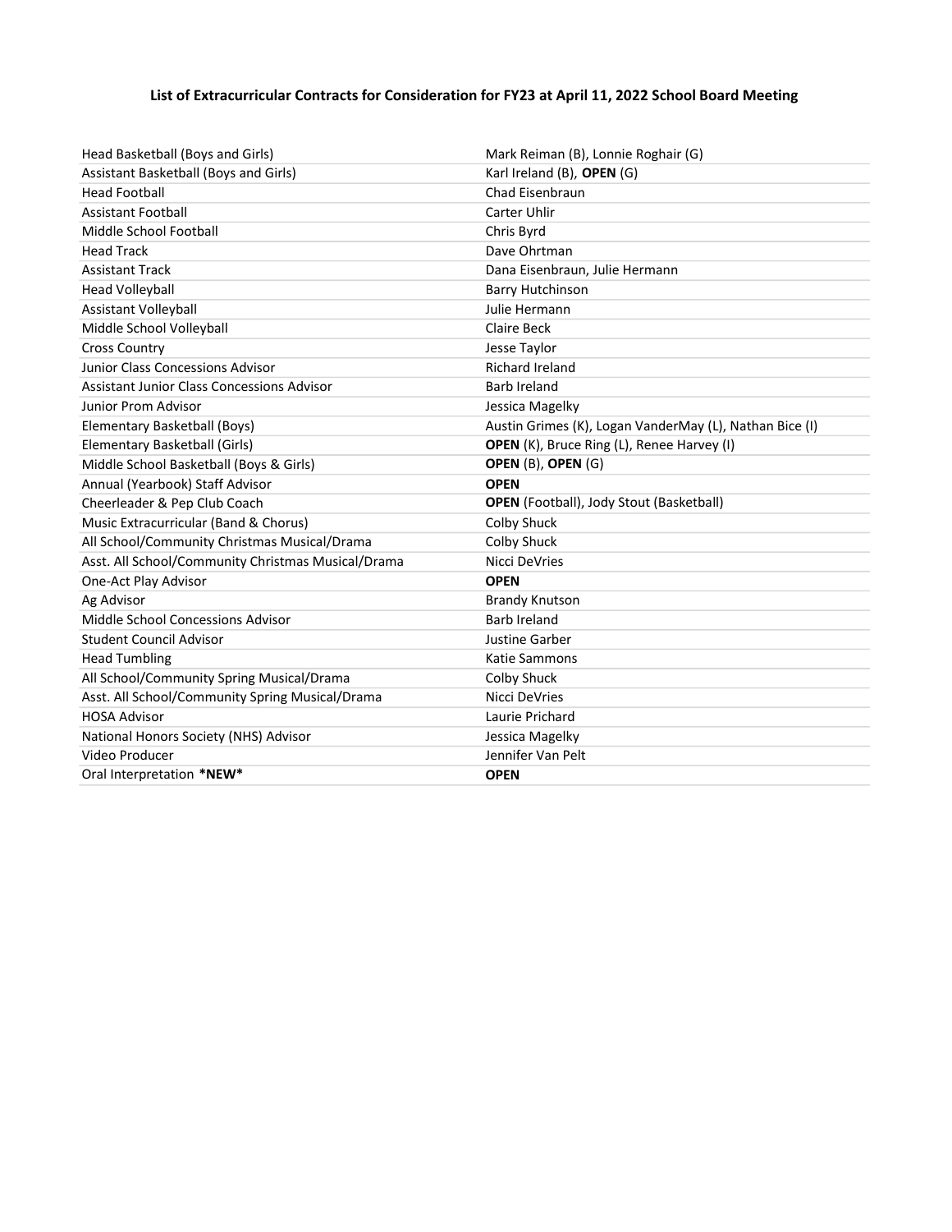**List of Extracurricular Contracts for Consideration for FY23 at April 11, 2022 School Board Meeting**

| | |
|---|---|
| Head Basketball (Boys and Girls) | Mark Reiman (B), Lonnie Roghair (G) |
| Assistant Basketball (Boys and Girls) | Karl Ireland (B), **OPEN** (G) |
| Head Football | Chad Eisenbraun |
| Assistant Football | Carter Uhlir |
| Middle School Football | Chris Byrd |
| Head Track | Dave Ohrtman |
| Assistant Track | Dana Eisenbraun, Julie Hermann |
| Head Volleyball | Barry Hutchinson |
| Assistant Volleyball | Julie Hermann |
| Middle School Volleyball | Claire Beck |
| Cross Country | Jesse Taylor |
| Junior Class Concessions Advisor | Richard Ireland |
| Assistant Junior Class Concessions Advisor | Barb Ireland |
| Junior Prom Advisor | Jessica Magelky |
| Elementary Basketball (Boys) | Austin Grimes (K), Logan VanderMay (L), Nathan Bice (I) |
| Elementary Basketball (Girls) | **OPEN** (K), Bruce Ring (L), Renee Harvey (I) |
| Middle School Basketball (Boys & Girls) | **OPEN** (B), **OPEN** (G) |
| Annual (Yearbook) Staff Advisor | **OPEN** |
| Cheerleader & Pep Club Coach | **OPEN** (Football), Jody Stout (Basketball) |
| Music Extracurricular (Band & Chorus) | Colby Shuck |
| All School/Community Christmas Musical/Drama | Colby Shuck |
| Asst. All School/Community Christmas Musical/Drama | Nicci DeVries |
| One-Act Play Advisor | **OPEN** |
| Ag Advisor | Brandy Knutson |
| Middle School Concessions Advisor | Barb Ireland |
| Student Council Advisor | Justine Garber |
| Head Tumbling | Katie Sammons |
| All School/Community Spring Musical/Drama | Colby Shuck |
| Asst. All School/Community Spring Musical/Drama | Nicci DeVries |
| HOSA Advisor | Laurie Prichard |
| National Honors Society (NHS) Advisor | Jessica Magelky |
| Video Producer | Jennifer Van Pelt |
| Oral Interpretation **\*NEW\*** | **OPEN** |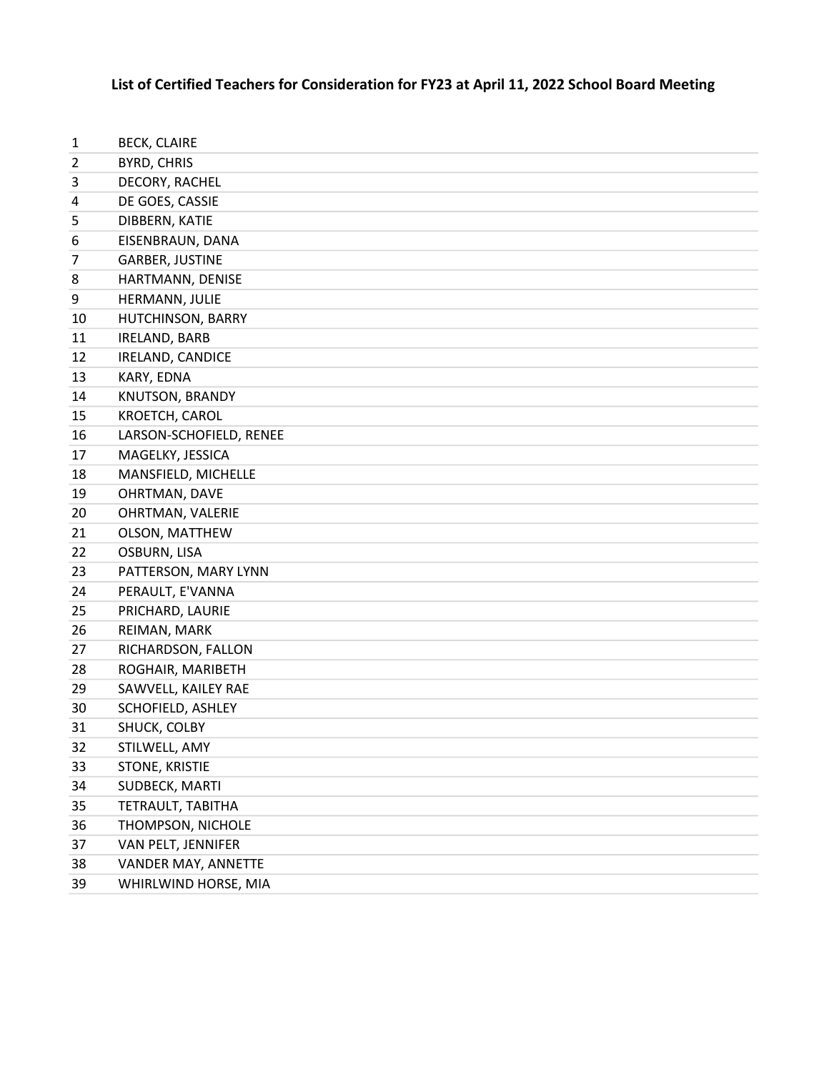**List of Certified Teachers for Consideration for FY23 at April 11, 2022 School Board Meeting**

| | |
|---|---|
| 1 | BECK, CLAIRE |
| 2 | BYRD, CHRIS |
| 3 | DECORY, RACHEL |
| 4 | DE GOES, CASSIE |
| 5 | DIBBERN, KATIE |
| 6 | EISENBRAUN, DANA |
| 7 | GARBER, JUSTINE |
| 8 | HARTMANN, DENISE |
| 9 | HERMANN, JULIE |
| 10 | HUTCHINSON, BARRY |
| 11 | IRELAND, BARB |
| 12 | IRELAND, CANDICE |
| 13 | KARY, EDNA |
| 14 | KNUTSON, BRANDY |
| 15 | KROETCH, CAROL |
| 16 | LARSON-SCHOFIELD, RENEE |
| 17 | MAGELKY, JESSICA |
| 18 | MANSFIELD, MICHELLE |
| 19 | OHRTMAN, DAVE |
| 20 | OHRTMAN, VALERIE |
| 21 | OLSON, MATTHEW |
| 22 | OSBURN, LISA |
| 23 | PATTERSON, MARY LYNN |
| 24 | PERAULT, E'VANNA |
| 25 | PRICHARD, LAURIE |
| 26 | REIMAN, MARK |
| 27 | RICHARDSON, FALLON |
| 28 | ROGHAIR, MARIBETH |
| 29 | SAWVELL, KAILEY RAE |
| 30 | SCHOFIELD, ASHLEY |
| 31 | SHUCK, COLBY |
| 32 | STILWELL, AMY |
| 33 | STONE, KRISTIE |
| 34 | SUDBECK, MARTI |
| 35 | TETRAULT, TABITHA |
| 36 | THOMPSON, NICHOLE |
| 37 | VAN PELT, JENNIFER |
| 38 | VANDER MAY, ANNETTE |
| 39 | WHIRLWIND HORSE, MIA |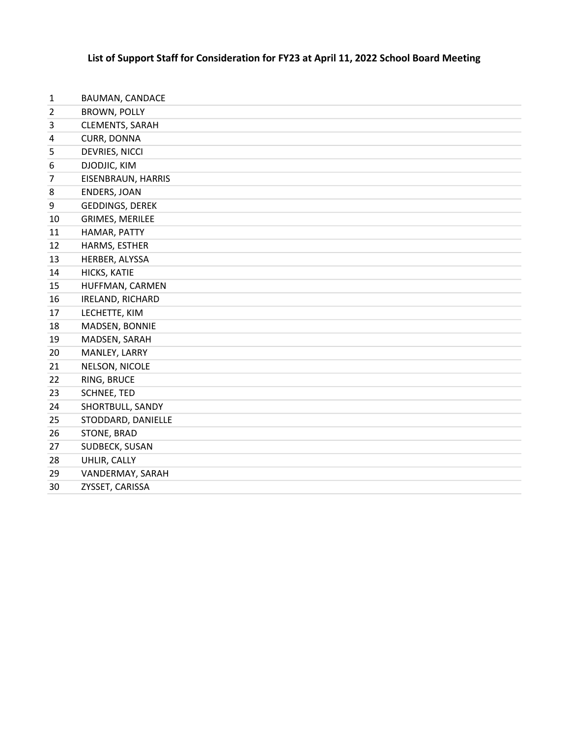## List of Support Staff for Consideration for FY23 at April 11, 2022 School Board Meeting

| | |
|---|---|
| 1 | BAUMAN, CANDACE |
| 2 | BROWN, POLLY |
| 3 | CLEMENTS, SARAH |
| 4 | CURR, DONNA |
| 5 | DEVRIES, NICCI |
| 6 | DJODJIC, KIM |
| 7 | EISENBRAUN, HARRIS |
| 8 | ENDERS, JOAN |
| 9 | GEDDINGS, DEREK |
| 10 | GRIMES, MERILEE |
| 11 | HAMAR, PATTY |
| 12 | HARMS, ESTHER |
| 13 | HERBER, ALYSSA |
| 14 | HICKS, KATIE |
| 15 | HUFFMAN, CARMEN |
| 16 | IRELAND, RICHARD |
| 17 | LECHETTE, KIM |
| 18 | MADSEN, BONNIE |
| 19 | MADSEN, SARAH |
| 20 | MANLEY, LARRY |
| 21 | NELSON, NICOLE |
| 22 | RING, BRUCE |
| 23 | SCHNEE, TED |
| 24 | SHORTBULL, SANDY |
| 25 | STODDARD, DANIELLE |
| 26 | STONE, BRAD |
| 27 | SUDBECK, SUSAN |
| 28 | UHLIR, CALLY |
| 29 | VANDERMAY, SARAH |
| 30 | ZYSSET, CARISSA |